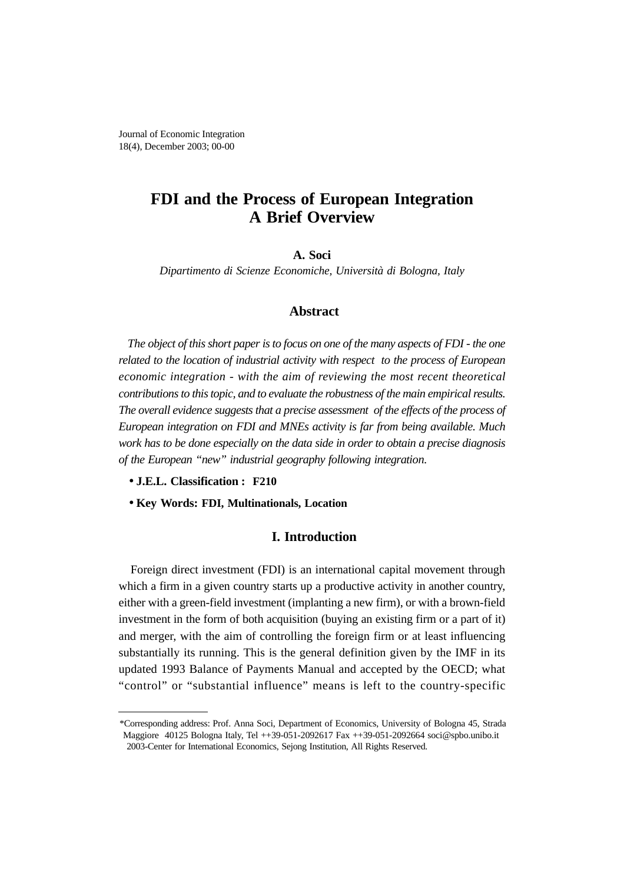Journal of Economic Integration
18(4), December 2003; 00-00

# FDI and the Process of European Integration A Brief Overview

**A. Soci**

*Dipartimento di Scienze Economiche, Università di Bologna, Italy*

## Abstract

*The object of this short paper is to focus on one of the many aspects of FDI - the one related to the location of industrial activity with respect to the process of European economic integration - with the aim of reviewing the most recent theoretical contributions to this topic, and to evaluate the robustness of the main empirical results. The overall evidence suggests that a precise assessment of the effects of the process of European integration on FDI and MNEs activity is far from being available. Much work has to be done especially on the data side in order to obtain a precise diagnosis of the European "new" industrial geography following integration.*

- **J.E.L. Classification : F210**
- **Key Words: FDI, Multinationals, Location**

## I. Introduction

Foreign direct investment (FDI) is an international capital movement through which a firm in a given country starts up a productive activity in another country, either with a green-field investment (implanting a new firm), or with a brown-field investment in the form of both acquisition (buying an existing firm or a part of it) and merger, with the aim of controlling the foreign firm or at least influencing substantially its running. This is the general definition given by the IMF in its updated 1993 Balance of Payments Manual and accepted by the OECD; what "control" or "substantial influence" means is left to the country-specific

---

*Corresponding address: Prof. Anna Soci, Department of Economics, University of Bologna 45, Strada Maggiore 40125 Bologna Italy, Tel ++39-051-2092617 Fax ++39-051-2092664 soci@spbo.unibo.it
2003-Center for International Economics, Sejong Institution, All Rights Reserved.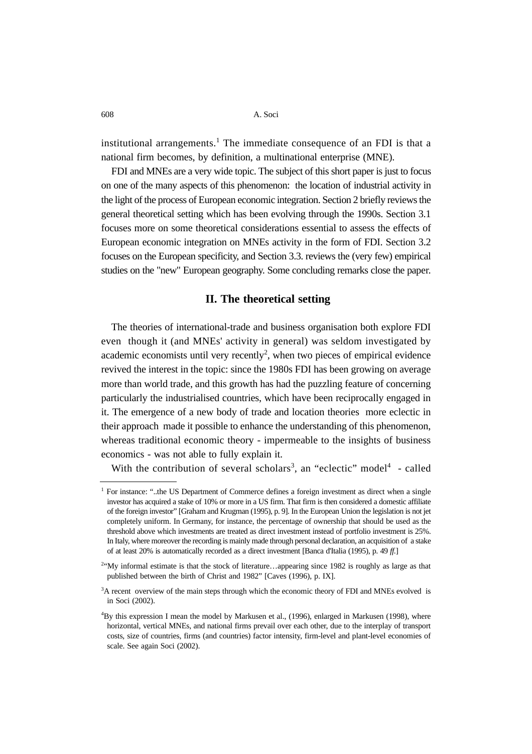institutional arrangements.[1] The immediate consequence of an FDI is that a national firm becomes, by definition, a multinational enterprise (MNE).

FDI and MNEs are a very wide topic. The subject of this short paper is just to focus on one of the many aspects of this phenomenon: the location of industrial activity in the light of the process of European economic integration. Section 2 briefly reviews the general theoretical setting which has been evolving through the 1990s. Section 3.1 focuses more on some theoretical considerations essential to assess the effects of European economic integration on MNEs activity in the form of FDI. Section 3.2 focuses on the European specificity, and Section 3.3. reviews the (very few) empirical studies on the "new" European geography. Some concluding remarks close the paper.

## II. The theoretical setting

The theories of international-trade and business organisation both explore FDI even though it (and MNEs' activity in general) was seldom investigated by academic economists until very recently[2], when two pieces of empirical evidence revived the interest in the topic: since the 1980s FDI has been growing on average more than world trade, and this growth has had the puzzling feature of concerning particularly the industrialised countries, which have been reciprocally engaged in it. The emergence of a new body of trade and location theories more eclectic in their approach made it possible to enhance the understanding of this phenomenon, whereas traditional economic theory - impermeable to the insights of business economics - was not able to fully explain it.

With the contribution of several scholars[3], an "eclectic" model[4] - called

---

[1] For instance: "..the US Department of Commerce defines a foreign investment as direct when a single investor has acquired a stake of 10% or more in a US firm. That firm is then considered a domestic affiliate of the foreign investor" [Graham and Krugman (1995), p. 9]. In the European Union the legislation is not jet completely uniform. In Germany, for instance, the percentage of ownership that should be used as the threshold above which investments are treated as direct investment instead of portfolio investment is 25%. In Italy, where moreover the recording is mainly made through personal declaration, an acquisition of a stake of at least 20% is automatically recorded as a direct investment [Banca d'Italia (1995), p. 49 *ff.*]

[2] "My informal estimate is that the stock of literature…appearing since 1982 is roughly as large as that published between the birth of Christ and 1982" [Caves (1996), p. IX].

[3] A recent overview of the main steps through which the economic theory of FDI and MNEs evolved is in Soci (2002).

[4] By this expression I mean the model by Markusen et al., (1996), enlarged in Markusen (1998), where horizontal, vertical MNEs, and national firms prevail over each other, due to the interplay of transport costs, size of countries, firms (and countries) factor intensity, firm-level and plant-level economies of scale. See again Soci (2002).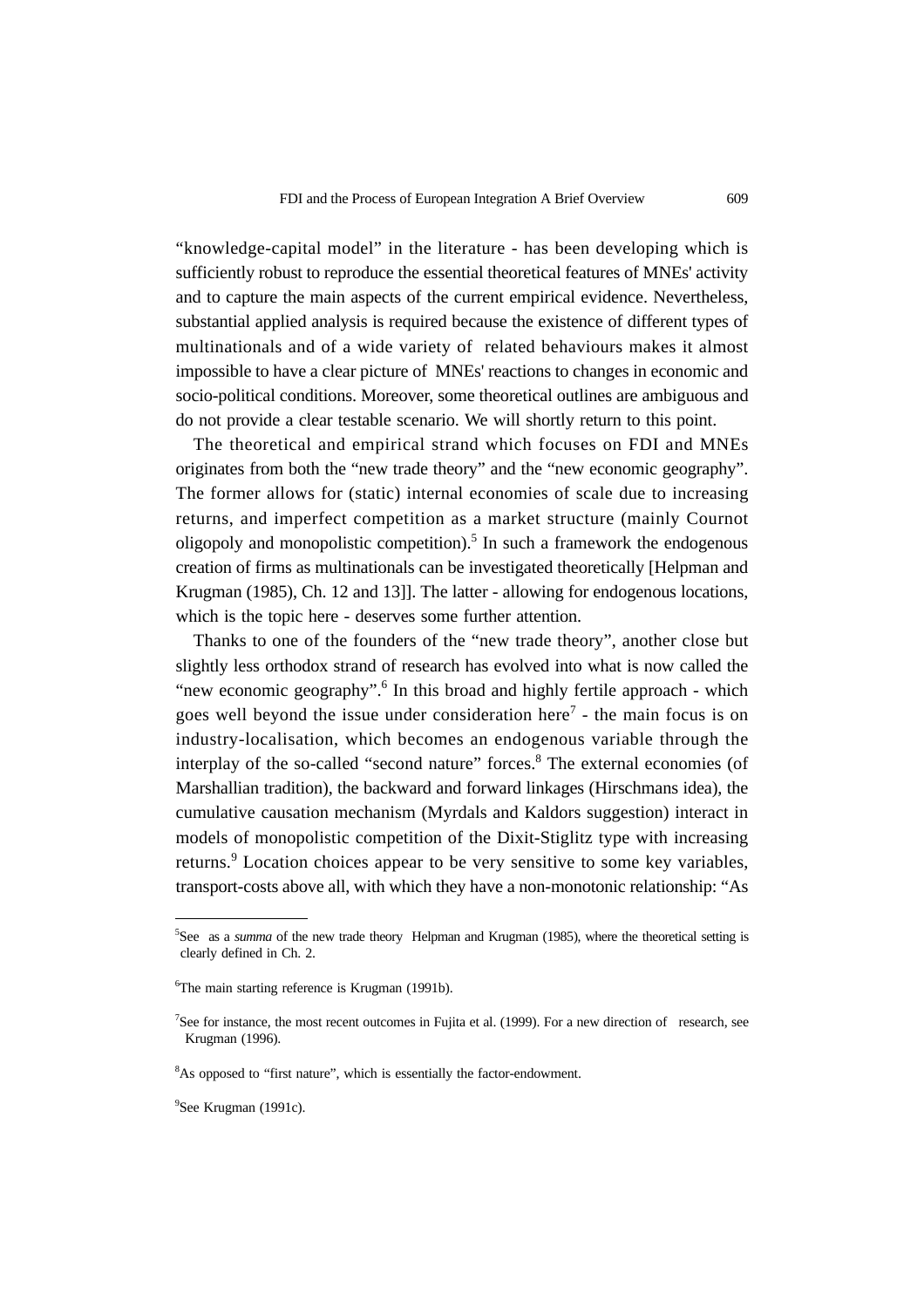"knowledge-capital model" in the literature - has been developing which is sufficiently robust to reproduce the essential theoretical features of MNEs' activity and to capture the main aspects of the current empirical evidence. Nevertheless, substantial applied analysis is required because the existence of different types of multinationals and of a wide variety of related behaviours makes it almost impossible to have a clear picture of MNEs' reactions to changes in economic and socio-political conditions. Moreover, some theoretical outlines are ambiguous and do not provide a clear testable scenario. We will shortly return to this point.

The theoretical and empirical strand which focuses on FDI and MNEs originates from both the "new trade theory" and the "new economic geography". The former allows for (static) internal economies of scale due to increasing returns, and imperfect competition as a market structure (mainly Cournot oligopoly and monopolistic competition).[5] In such a framework the endogenous creation of firms as multinationals can be investigated theoretically [Helpman and Krugman (1985), Ch. 12 and 13]]. The latter - allowing for endogenous locations, which is the topic here - deserves some further attention.

Thanks to one of the founders of the "new trade theory", another close but slightly less orthodox strand of research has evolved into what is now called the "new economic geography".[6] In this broad and highly fertile approach - which goes well beyond the issue under consideration here[7] - the main focus is on industry-localisation, which becomes an endogenous variable through the interplay of the so-called "second nature" forces.[8] The external economies (of Marshallian tradition), the backward and forward linkages (Hirschmans idea), the cumulative causation mechanism (Myrdals and Kaldors suggestion) interact in models of monopolistic competition of the Dixit-Stiglitz type with increasing returns.[9] Location choices appear to be very sensitive to some key variables, transport-costs above all, with which they have a non-monotonic relationship: "As

---

[5]See as a *summa* of the new trade theory Helpman and Krugman (1985), where the theoretical setting is clearly defined in Ch. 2.

[6]The main starting reference is Krugman (1991b).

[7]See for instance, the most recent outcomes in Fujita et al. (1999). For a new direction of research, see Krugman (1996).

[8]As opposed to "first nature", which is essentially the factor-endowment.

[9]See Krugman (1991c).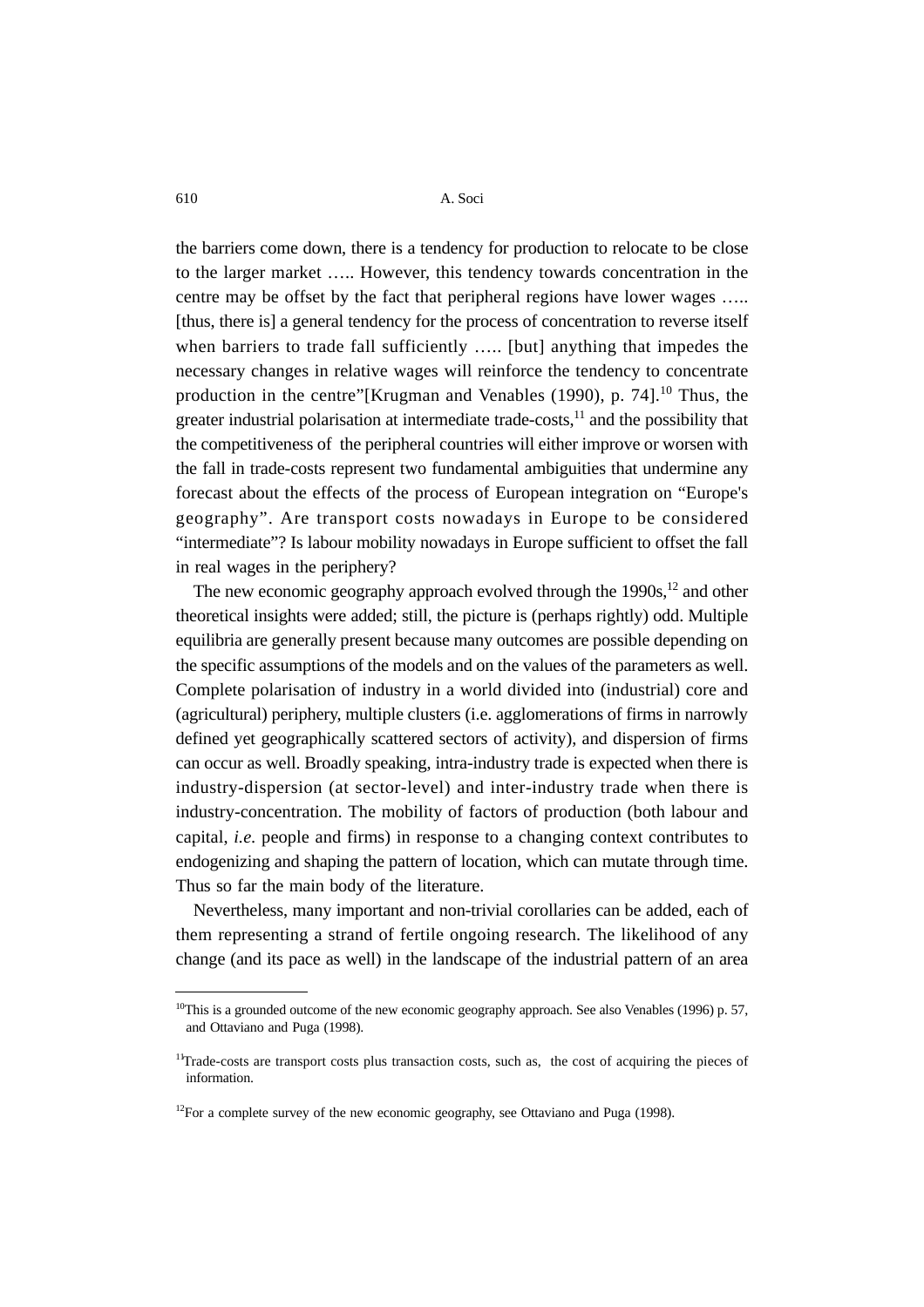the barriers come down, there is a tendency for production to relocate to be close to the larger market ….. However, this tendency towards concentration in the centre may be offset by the fact that peripheral regions have lower wages ….. [thus, there is] a general tendency for the process of concentration to reverse itself when barriers to trade fall sufficiently ….. [but] anything that impedes the necessary changes in relative wages will reinforce the tendency to concentrate production in the centre"[Krugman and Venables (1990), p. 74].[10] Thus, the greater industrial polarisation at intermediate trade-costs,[11] and the possibility that the competitiveness of the peripheral countries will either improve or worsen with the fall in trade-costs represent two fundamental ambiguities that undermine any forecast about the effects of the process of European integration on "Europe's geography". Are transport costs nowadays in Europe to be considered "intermediate"? Is labour mobility nowadays in Europe sufficient to offset the fall in real wages in the periphery?

The new economic geography approach evolved through the 1990s,[12] and other theoretical insights were added; still, the picture is (perhaps rightly) odd. Multiple equilibria are generally present because many outcomes are possible depending on the specific assumptions of the models and on the values of the parameters as well. Complete polarisation of industry in a world divided into (industrial) core and (agricultural) periphery, multiple clusters (i.e. agglomerations of firms in narrowly defined yet geographically scattered sectors of activity), and dispersion of firms can occur as well. Broadly speaking, intra-industry trade is expected when there is industry-dispersion (at sector-level) and inter-industry trade when there is industry-concentration. The mobility of factors of production (both labour and capital, *i.e.* people and firms) in response to a changing context contributes to endogenizing and shaping the pattern of location, which can mutate through time. Thus so far the main body of the literature.

Nevertheless, many important and non-trivial corollaries can be added, each of them representing a strand of fertile ongoing research. The likelihood of any change (and its pace as well) in the landscape of the industrial pattern of an area

---

[10] This is a grounded outcome of the new economic geography approach. See also Venables (1996) p. 57, and Ottaviano and Puga (1998).

[11] Trade-costs are transport costs plus transaction costs, such as, the cost of acquiring the pieces of information.

[12] For a complete survey of the new economic geography, see Ottaviano and Puga (1998).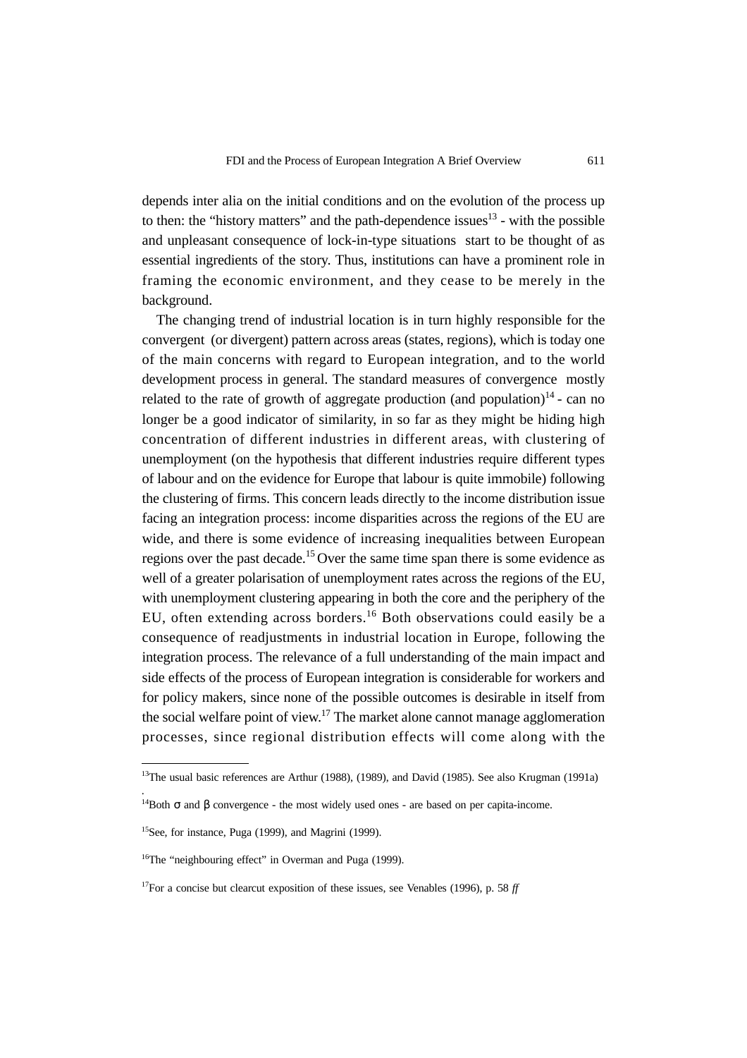depends inter alia on the initial conditions and on the evolution of the process up to then: the "history matters" and the path-dependence issues[13] - with the possible and unpleasant consequence of lock-in-type situations start to be thought of as essential ingredients of the story. Thus, institutions can have a prominent role in framing the economic environment, and they cease to be merely in the background.

The changing trend of industrial location is in turn highly responsible for the convergent (or divergent) pattern across areas (states, regions), which is today one of the main concerns with regard to European integration, and to the world development process in general. The standard measures of convergence mostly related to the rate of growth of aggregate production (and population)[14] - can no longer be a good indicator of similarity, in so far as they might be hiding high concentration of different industries in different areas, with clustering of unemployment (on the hypothesis that different industries require different types of labour and on the evidence for Europe that labour is quite immobile) following the clustering of firms. This concern leads directly to the income distribution issue facing an integration process: income disparities across the regions of the EU are wide, and there is some evidence of increasing inequalities between European regions over the past decade.[15] Over the same time span there is some evidence as well of a greater polarisation of unemployment rates across the regions of the EU, with unemployment clustering appearing in both the core and the periphery of the EU, often extending across borders.[16] Both observations could easily be a consequence of readjustments in industrial location in Europe, following the integration process. The relevance of a full understanding of the main impact and side effects of the process of European integration is considerable for workers and for policy makers, since none of the possible outcomes is desirable in itself from the social welfare point of view.[17] The market alone cannot manage agglomeration processes, since regional distribution effects will come along with the

---

[13]The usual basic references are Arthur (1988), (1989), and David (1985). See also Krugman (1991a).

[14]Both $\sigma$ and $\beta$ convergence - the most widely used ones - are based on per capita-income.

[15]See, for instance, Puga (1999), and Magrini (1999).

[16]The "neighbouring effect" in Overman and Puga (1999).

[17]For a concise but clearcut exposition of these issues, see Venables (1996), p. 58 *ff*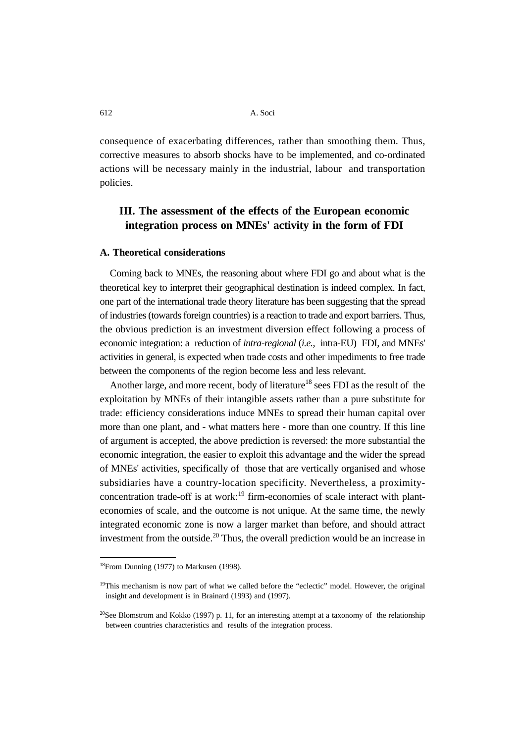consequence of exacerbating differences, rather than smoothing them. Thus, corrective measures to absorb shocks have to be implemented, and co-ordinated actions will be necessary mainly in the industrial, labour and transportation policies.

## III. The assessment of the effects of the European economic integration process on MNEs' activity in the form of FDI

### A. Theoretical considerations

Coming back to MNEs, the reasoning about where FDI go and about what is the theoretical key to interpret their geographical destination is indeed complex. In fact, one part of the international trade theory literature has been suggesting that the spread of industries (towards foreign countries) is a reaction to trade and export barriers. Thus, the obvious prediction is an investment diversion effect following a process of economic integration: a reduction of *intra-regional* (*i.e.*, intra-EU) FDI, and MNEs' activities in general, is expected when trade costs and other impediments to free trade between the components of the region become less and less relevant.

Another large, and more recent, body of literature[18] sees FDI as the result of the exploitation by MNEs of their intangible assets rather than a pure substitute for trade: efficiency considerations induce MNEs to spread their human capital over more than one plant, and - what matters here - more than one country. If this line of argument is accepted, the above prediction is reversed: the more substantial the economic integration, the easier to exploit this advantage and the wider the spread of MNEs' activities, specifically of those that are vertically organised and whose subsidiaries have a country-location specificity. Nevertheless, a proximity-concentration trade-off is at work:[19] firm-economies of scale interact with plant-economies of scale, and the outcome is not unique. At the same time, the newly integrated economic zone is now a larger market than before, and should attract investment from the outside.[20] Thus, the overall prediction would be an increase in

---

[18]From Dunning (1977) to Markusen (1998).

[19]This mechanism is now part of what we called before the “eclectic” model. However, the original insight and development is in Brainard (1993) and (1997).

[20]See Blomstrom and Kokko (1997) p. 11, for an interesting attempt at a taxonomy of the relationship between countries characteristics and results of the integration process.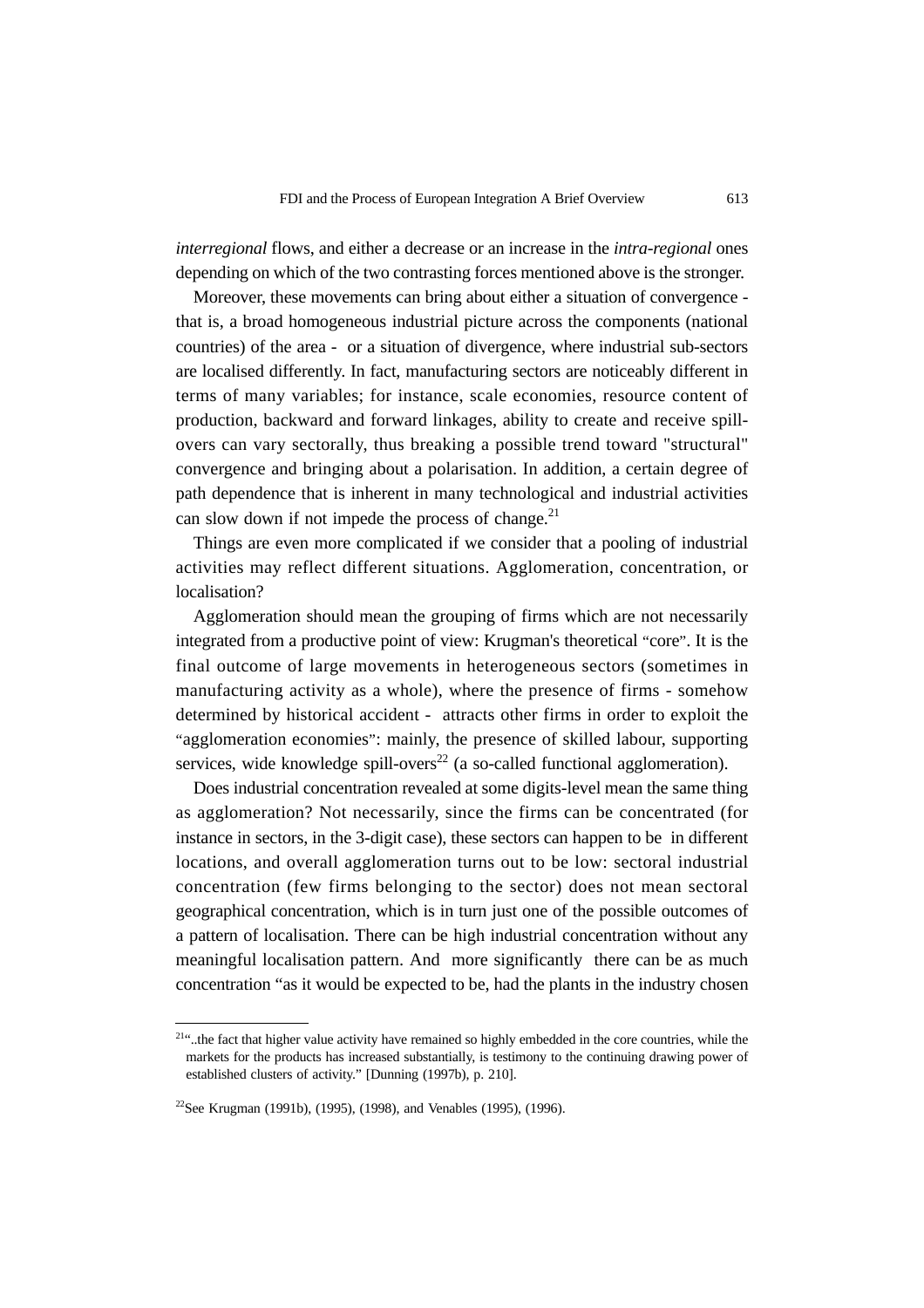*interregional* flows, and either a decrease or an increase in the *intra-regional* ones depending on which of the two contrasting forces mentioned above is the stronger.

Moreover, these movements can bring about either a situation of convergence - that is, a broad homogeneous industrial picture across the components (national countries) of the area - or a situation of divergence, where industrial sub-sectors are localised differently. In fact, manufacturing sectors are noticeably different in terms of many variables; for instance, scale economies, resource content of production, backward and forward linkages, ability to create and receive spill-overs can vary sectorally, thus breaking a possible trend toward "structural" convergence and bringing about a polarisation. In addition, a certain degree of path dependence that is inherent in many technological and industrial activities can slow down if not impede the process of change.[21]

Things are even more complicated if we consider that a pooling of industrial activities may reflect different situations. Agglomeration, concentration, or localisation?

Agglomeration should mean the grouping of firms which are not necessarily integrated from a productive point of view: Krugman's theoretical "core". It is the final outcome of large movements in heterogeneous sectors (sometimes in manufacturing activity as a whole), where the presence of firms - somehow determined by historical accident - attracts other firms in order to exploit the "agglomeration economies": mainly, the presence of skilled labour, supporting services, wide knowledge spill-overs[22] (a so-called functional agglomeration).

Does industrial concentration revealed at some digits-level mean the same thing as agglomeration? Not necessarily, since the firms can be concentrated (for instance in sectors, in the 3-digit case), these sectors can happen to be in different locations, and overall agglomeration turns out to be low: sectoral industrial concentration (few firms belonging to the sector) does not mean sectoral geographical concentration, which is in turn just one of the possible outcomes of a pattern of localisation. There can be high industrial concentration without any meaningful localisation pattern. And more significantly there can be as much concentration "as it would be expected to be, had the plants in the industry chosen

---

[21] "..the fact that higher value activity have remained so highly embedded in the core countries, while the markets for the products has increased substantially, is testimony to the continuing drawing power of established clusters of activity." [Dunning (1997b), p. 210].

[22] See Krugman (1991b), (1995), (1998), and Venables (1995), (1996).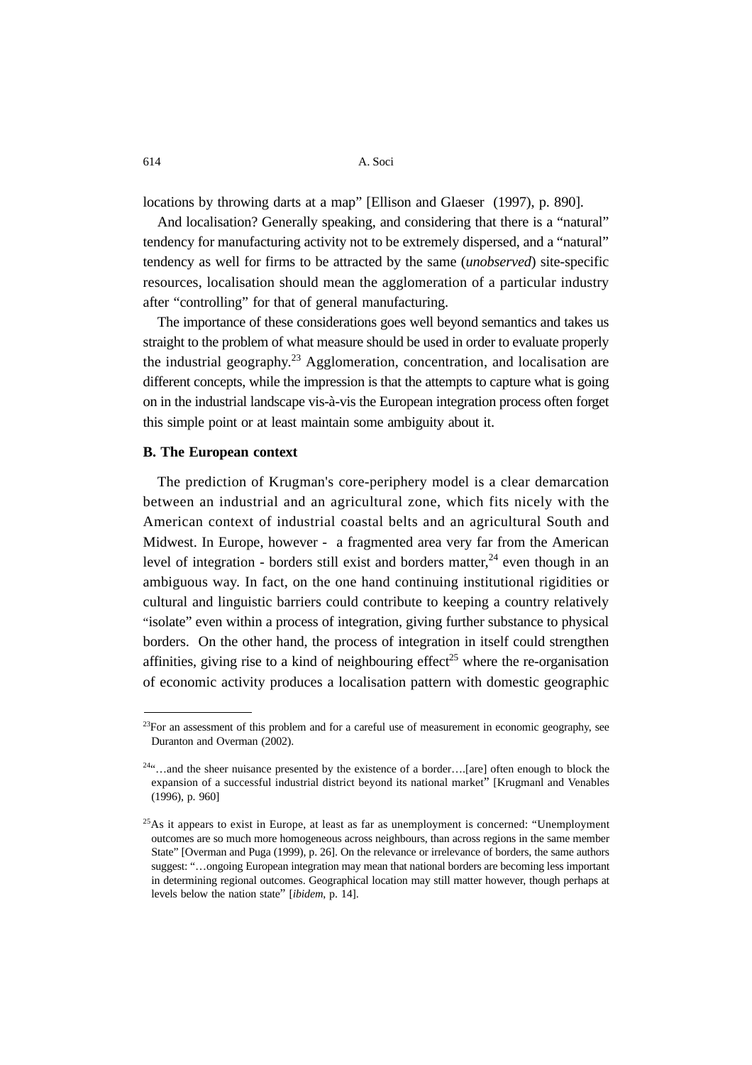locations by throwing darts at a map" [Ellison and Glaeser (1997), p. 890].

And localisation? Generally speaking, and considering that there is a "natural" tendency for manufacturing activity not to be extremely dispersed, and a "natural" tendency as well for firms to be attracted by the same (*unobserved*) site-specific resources, localisation should mean the agglomeration of a particular industry after "controlling" for that of general manufacturing.

The importance of these considerations goes well beyond semantics and takes us straight to the problem of what measure should be used in order to evaluate properly the industrial geography.[23] Agglomeration, concentration, and localisation are different concepts, while the impression is that the attempts to capture what is going on in the industrial landscape vis-à-vis the European integration process often forget this simple point or at least maintain some ambiguity about it.

**B. The European context**

The prediction of Krugman's core-periphery model is a clear demarcation between an industrial and an agricultural zone, which fits nicely with the American context of industrial coastal belts and an agricultural South and Midwest. In Europe, however - a fragmented area very far from the American level of integration - borders still exist and borders matter,[24] even though in an ambiguous way. In fact, on the one hand continuing institutional rigidities or cultural and linguistic barriers could contribute to keeping a country relatively "isolate" even within a process of integration, giving further substance to physical borders. On the other hand, the process of integration in itself could strengthen affinities, giving rise to a kind of neighbouring effect[25] where the re-organisation of economic activity produces a localisation pattern with domestic geographic

---

[23] For an assessment of this problem and for a careful use of measurement in economic geography, see Duranton and Overman (2002).

[24] "…and the sheer nuisance presented by the existence of a border….[are] often enough to block the expansion of a successful industrial district beyond its national market" [Krugmanl and Venables (1996), p. 960]

[25] As it appears to exist in Europe, at least as far as unemployment is concerned: "Unemployment outcomes are so much more homogeneous across neighbours, than across regions in the same member State" [Overman and Puga (1999), p. 26]. On the relevance or irrelevance of borders, the same authors suggest: "…ongoing European integration may mean that national borders are becoming less important in determining regional outcomes. Geographical location may still matter however, though perhaps at levels below the nation state" [*ibidem*, p. 14].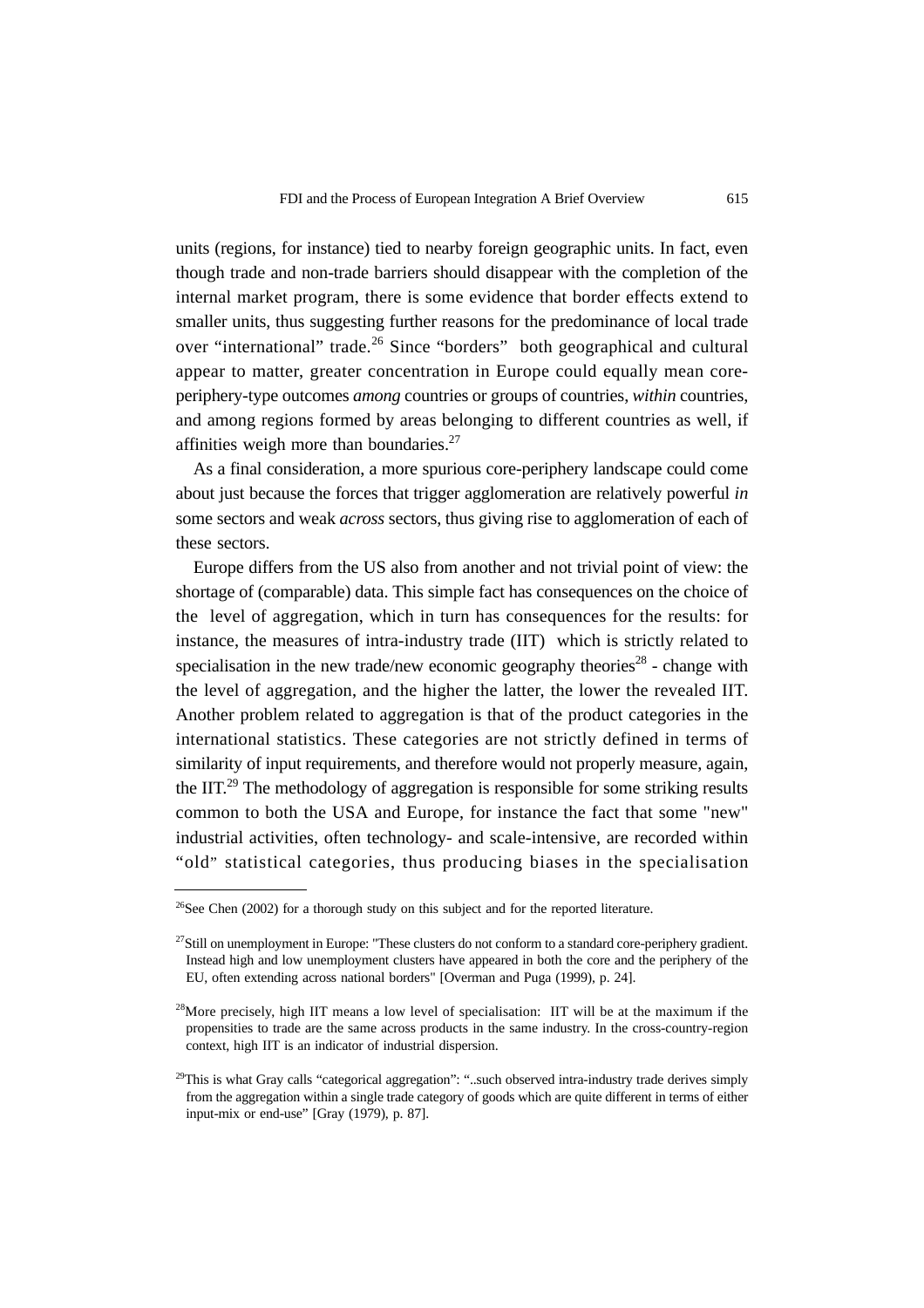units (regions, for instance) tied to nearby foreign geographic units. In fact, even though trade and non-trade barriers should disappear with the completion of the internal market program, there is some evidence that border effects extend to smaller units, thus suggesting further reasons for the predominance of local trade over "international" trade.[26] Since "borders" both geographical and cultural appear to matter, greater concentration in Europe could equally mean core-periphery-type outcomes *among* countries or groups of countries, *within* countries, and among regions formed by areas belonging to different countries as well, if affinities weigh more than boundaries.[27]

As a final consideration, a more spurious core-periphery landscape could come about just because the forces that trigger agglomeration are relatively powerful *in* some sectors and weak *across* sectors, thus giving rise to agglomeration of each of these sectors.

Europe differs from the US also from another and not trivial point of view: the shortage of (comparable) data. This simple fact has consequences on the choice of the level of aggregation, which in turn has consequences for the results: for instance, the measures of intra-industry trade (IIT) which is strictly related to specialisation in the new trade/new economic geography theories[28] - change with the level of aggregation, and the higher the latter, the lower the revealed IIT. Another problem related to aggregation is that of the product categories in the international statistics. These categories are not strictly defined in terms of similarity of input requirements, and therefore would not properly measure, again, the IIT.[29] The methodology of aggregation is responsible for some striking results common to both the USA and Europe, for instance the fact that some "new" industrial activities, often technology- and scale-intensive, are recorded within "old" statistical categories, thus producing biases in the specialisation

[26] See Chen (2002) for a thorough study on this subject and for the reported literature.

[27] Still on unemployment in Europe: "These clusters do not conform to a standard core-periphery gradient. Instead high and low unemployment clusters have appeared in both the core and the periphery of the EU, often extending across national borders" [Overman and Puga (1999), p. 24].

[28] More precisely, high IIT means a low level of specialisation: IIT will be at the maximum if the propensities to trade are the same across products in the same industry. In the cross-country-region context, high IIT is an indicator of industrial dispersion.

[29] This is what Gray calls "categorical aggregation": "..such observed intra-industry trade derives simply from the aggregation within a single trade category of goods which are quite different in terms of either input-mix or end-use" [Gray (1979), p. 87].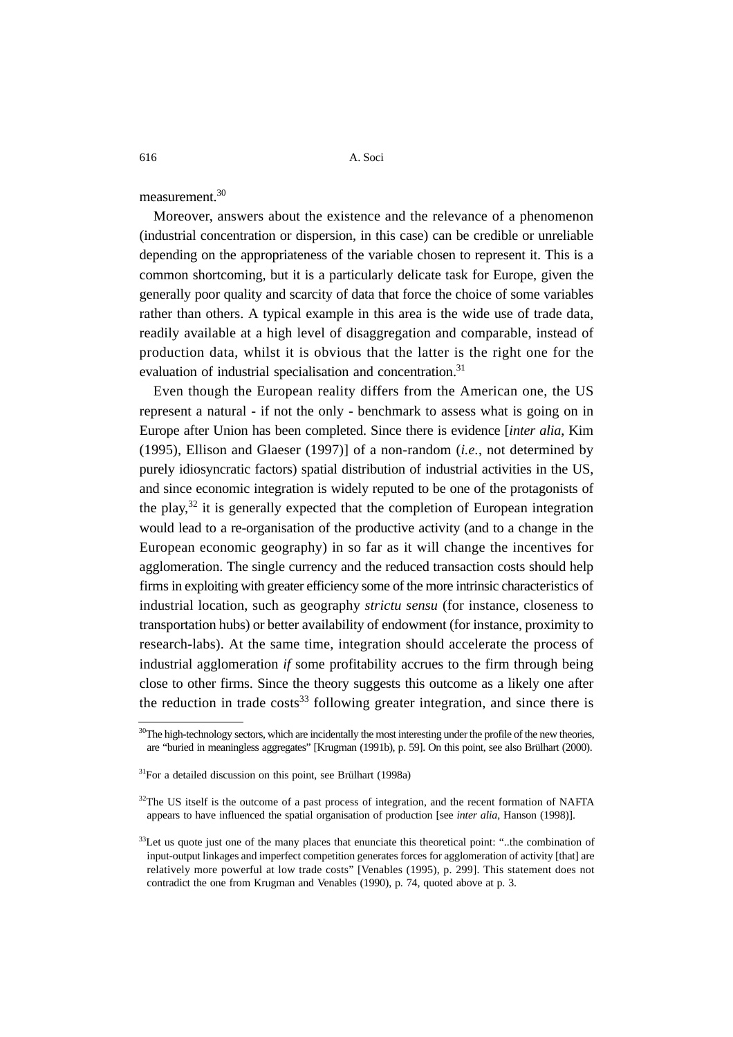measurement.[30]

Moreover, answers about the existence and the relevance of a phenomenon (industrial concentration or dispersion, in this case) can be credible or unreliable depending on the appropriateness of the variable chosen to represent it. This is a common shortcoming, but it is a particularly delicate task for Europe, given the generally poor quality and scarcity of data that force the choice of some variables rather than others. A typical example in this area is the wide use of trade data, readily available at a high level of disaggregation and comparable, instead of production data, whilst it is obvious that the latter is the right one for the evaluation of industrial specialisation and concentration.[31]

Even though the European reality differs from the American one, the US represent a natural - if not the only - benchmark to assess what is going on in Europe after Union has been completed. Since there is evidence [*inter alia*, Kim (1995), Ellison and Glaeser (1997)] of a non-random (*i.e.*, not determined by purely idiosyncratic factors) spatial distribution of industrial activities in the US, and since economic integration is widely reputed to be one of the protagonists of the play,[32] it is generally expected that the completion of European integration would lead to a re-organisation of the productive activity (and to a change in the European economic geography) in so far as it will change the incentives for agglomeration. The single currency and the reduced transaction costs should help firms in exploiting with greater efficiency some of the more intrinsic characteristics of industrial location, such as geography *strictu sensu* (for instance, closeness to transportation hubs) or better availability of endowment (for instance, proximity to research-labs). At the same time, integration should accelerate the process of industrial agglomeration *if* some profitability accrues to the firm through being close to other firms. Since the theory suggests this outcome as a likely one after the reduction in trade costs[33] following greater integration, and since there is

---

[30] The high-technology sectors, which are incidentally the most interesting under the profile of the new theories, are "buried in meaningless aggregates" [Krugman (1991b), p. 59]. On this point, see also Brülhart (2000).

[31] For a detailed discussion on this point, see Brülhart (1998a)

[32] The US itself is the outcome of a past process of integration, and the recent formation of NAFTA appears to have influenced the spatial organisation of production [see *inter alia*, Hanson (1998)].

[33] Let us quote just one of the many places that enunciate this theoretical point: "..the combination of input-output linkages and imperfect competition generates forces for agglomeration of activity [that] are relatively more powerful at low trade costs" [Venables (1995), p. 299]. This statement does not contradict the one from Krugman and Venables (1990), p. 74, quoted above at p. 3.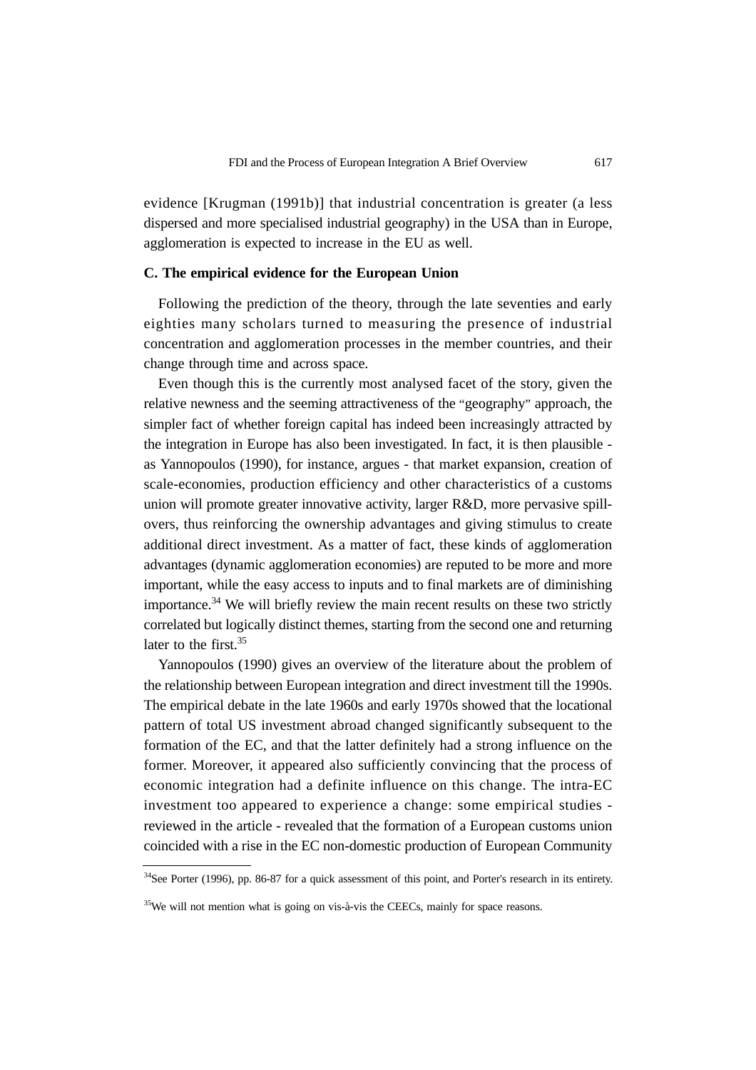evidence [Krugman (1991b)] that industrial concentration is greater (a less dispersed and more specialised industrial geography) in the USA than in Europe, agglomeration is expected to increase in the EU as well.

### C. The empirical evidence for the European Union

Following the prediction of the theory, through the late seventies and early eighties many scholars turned to measuring the presence of industrial concentration and agglomeration processes in the member countries, and their change through time and across space.

Even though this is the currently most analysed facet of the story, given the relative newness and the seeming attractiveness of the "geography" approach, the simpler fact of whether foreign capital has indeed been increasingly attracted by the integration in Europe has also been investigated. In fact, it is then plausible - as Yannopoulos (1990), for instance, argues - that market expansion, creation of scale-economies, production efficiency and other characteristics of a customs union will promote greater innovative activity, larger R&D, more pervasive spill-overs, thus reinforcing the ownership advantages and giving stimulus to create additional direct investment. As a matter of fact, these kinds of agglomeration advantages (dynamic agglomeration economies) are reputed to be more and more important, while the easy access to inputs and to final markets are of diminishing importance.[34] We will briefly review the main recent results on these two strictly correlated but logically distinct themes, starting from the second one and returning later to the first.[35]

Yannopoulos (1990) gives an overview of the literature about the problem of the relationship between European integration and direct investment till the 1990s. The empirical debate in the late 1960s and early 1970s showed that the locational pattern of total US investment abroad changed significantly subsequent to the formation of the EC, and that the latter definitely had a strong influence on the former. Moreover, it appeared also sufficiently convincing that the process of economic integration had a definite influence on this change. The intra-EC investment too appeared to experience a change: some empirical studies - reviewed in the article - revealed that the formation of a European customs union coincided with a rise in the EC non-domestic production of European Community

---

[34] See Porter (1996), pp. 86-87 for a quick assessment of this point, and Porter's research in its entirety.

[35] We will not mention what is going on vis-à-vis the CEECs, mainly for space reasons.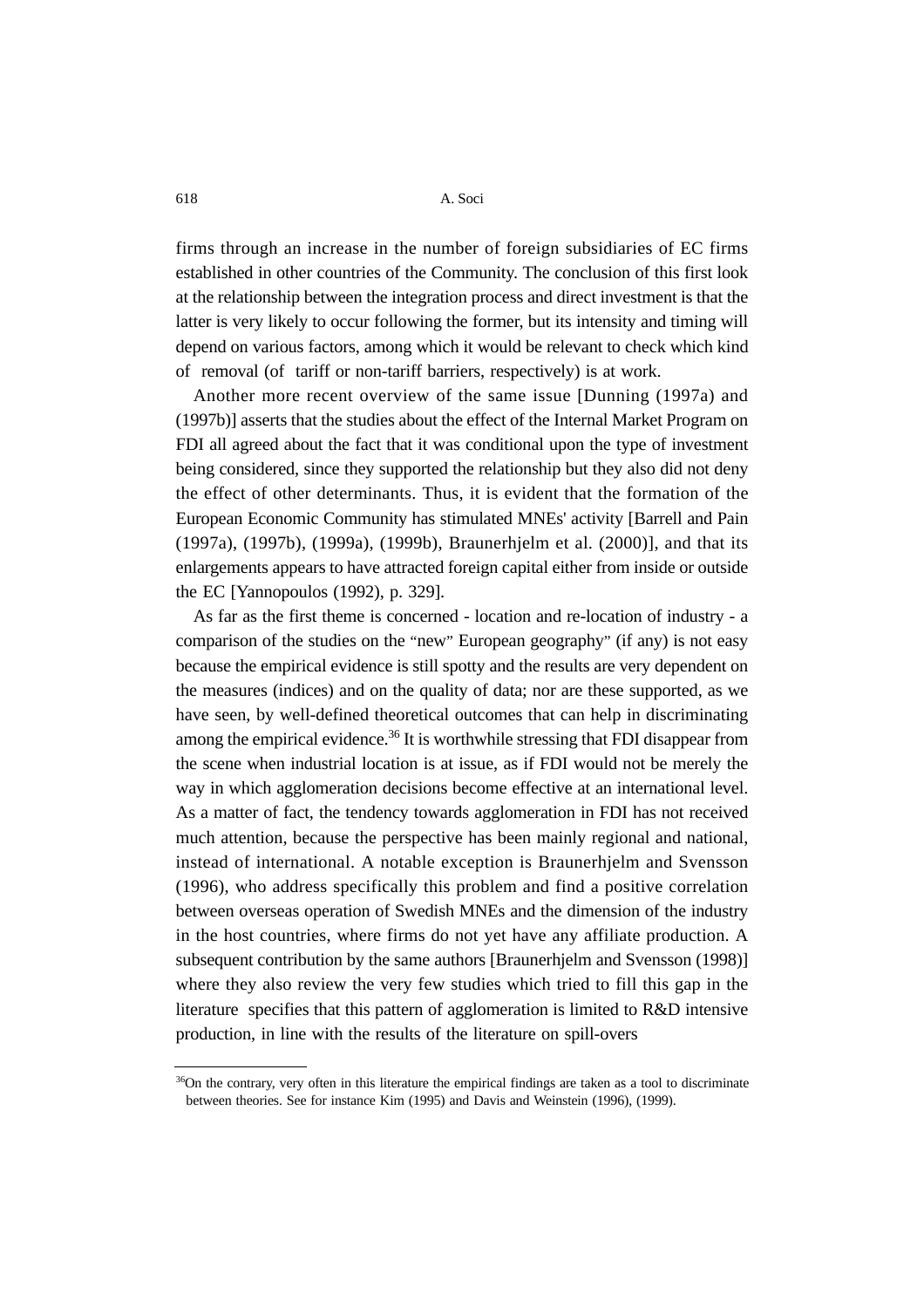firms through an increase in the number of foreign subsidiaries of EC firms established in other countries of the Community. The conclusion of this first look at the relationship between the integration process and direct investment is that the latter is very likely to occur following the former, but its intensity and timing will depend on various factors, among which it would be relevant to check which kind of removal (of tariff or non-tariff barriers, respectively) is at work.

Another more recent overview of the same issue [Dunning (1997a) and (1997b)] asserts that the studies about the effect of the Internal Market Program on FDI all agreed about the fact that it was conditional upon the type of investment being considered, since they supported the relationship but they also did not deny the effect of other determinants. Thus, it is evident that the formation of the European Economic Community has stimulated MNEs' activity [Barrell and Pain (1997a), (1997b), (1999a), (1999b), Braunerhjelm et al. (2000)], and that its enlargements appears to have attracted foreign capital either from inside or outside the EC [Yannopoulos (1992), p. 329].

As far as the first theme is concerned - location and re-location of industry - a comparison of the studies on the "new" European geography" (if any) is not easy because the empirical evidence is still spotty and the results are very dependent on the measures (indices) and on the quality of data; nor are these supported, as we have seen, by well-defined theoretical outcomes that can help in discriminating among the empirical evidence.[36] It is worthwhile stressing that FDI disappear from the scene when industrial location is at issue, as if FDI would not be merely the way in which agglomeration decisions become effective at an international level. As a matter of fact, the tendency towards agglomeration in FDI has not received much attention, because the perspective has been mainly regional and national, instead of international. A notable exception is Braunerhjelm and Svensson (1996), who address specifically this problem and find a positive correlation between overseas operation of Swedish MNEs and the dimension of the industry in the host countries, where firms do not yet have any affiliate production. A subsequent contribution by the same authors [Braunerhjelm and Svensson (1998)] where they also review the very few studies which tried to fill this gap in the literature specifies that this pattern of agglomeration is limited to R&D intensive production, in line with the results of the literature on spill-overs

[36] On the contrary, very often in this literature the empirical findings are taken as a tool to discriminate between theories. See for instance Kim (1995) and Davis and Weinstein (1996), (1999).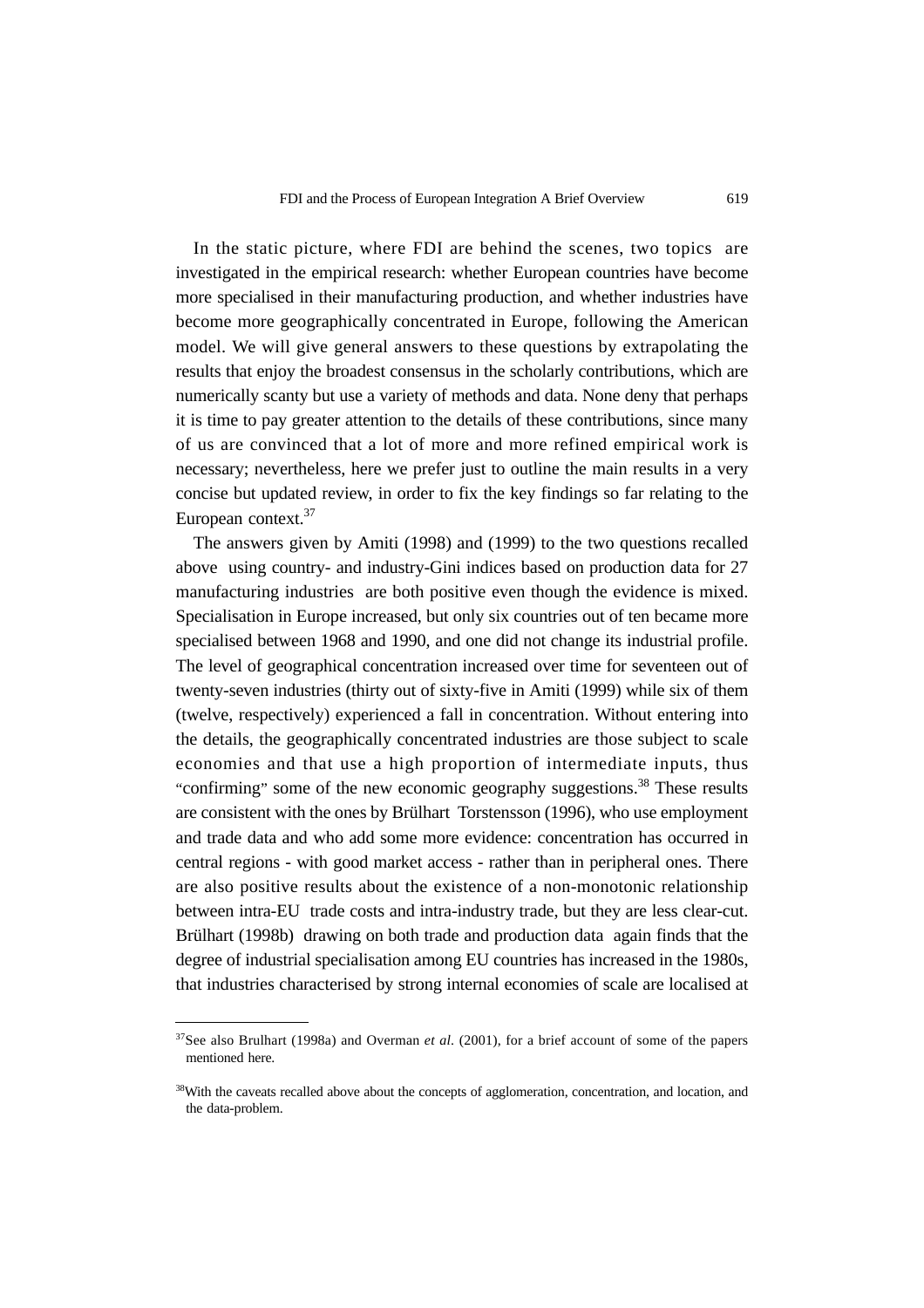In the static picture, where FDI are behind the scenes, two topics are investigated in the empirical research: whether European countries have become more specialised in their manufacturing production, and whether industries have become more geographically concentrated in Europe, following the American model. We will give general answers to these questions by extrapolating the results that enjoy the broadest consensus in the scholarly contributions, which are numerically scanty but use a variety of methods and data. None deny that perhaps it is time to pay greater attention to the details of these contributions, since many of us are convinced that a lot of more and more refined empirical work is necessary; nevertheless, here we prefer just to outline the main results in a very concise but updated review, in order to fix the key findings so far relating to the European context.[37]

The answers given by Amiti (1998) and (1999) to the two questions recalled above using country- and industry-Gini indices based on production data for 27 manufacturing industries are both positive even though the evidence is mixed. Specialisation in Europe increased, but only six countries out of ten became more specialised between 1968 and 1990, and one did not change its industrial profile. The level of geographical concentration increased over time for seventeen out of twenty-seven industries (thirty out of sixty-five in Amiti (1999) while six of them (twelve, respectively) experienced a fall in concentration. Without entering into the details, the geographically concentrated industries are those subject to scale economies and that use a high proportion of intermediate inputs, thus "confirming" some of the new economic geography suggestions.[38] These results are consistent with the ones by Brülhart Torstensson (1996), who use employment and trade data and who add some more evidence: concentration has occurred in central regions - with good market access - rather than in peripheral ones. There are also positive results about the existence of a non-monotonic relationship between intra-EU trade costs and intra-industry trade, but they are less clear-cut. Brülhart (1998b) drawing on both trade and production data again finds that the degree of industrial specialisation among EU countries has increased in the 1980s, that industries characterised by strong internal economies of scale are localised at

---

[37] See also Brulhart (1998a) and Overman *et al.* (2001), for a brief account of some of the papers mentioned here.

[38] With the caveats recalled above about the concepts of agglomeration, concentration, and location, and the data-problem.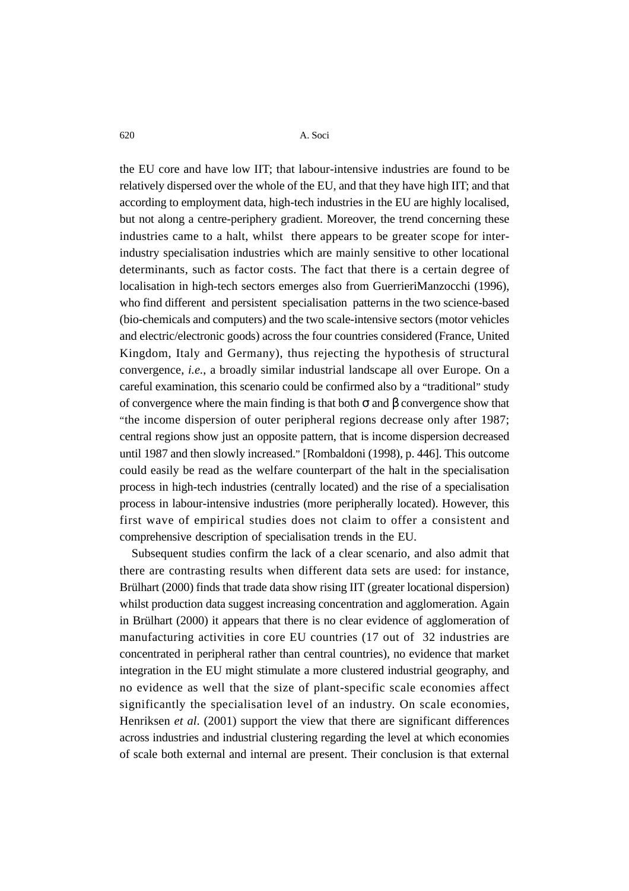the EU core and have low IIT; that labour-intensive industries are found to be relatively dispersed over the whole of the EU, and that they have high IIT; and that according to employment data, high-tech industries in the EU are highly localised, but not along a centre-periphery gradient. Moreover, the trend concerning these industries came to a halt, whilst there appears to be greater scope for inter-industry specialisation industries which are mainly sensitive to other locational determinants, such as factor costs. The fact that there is a certain degree of localisation in high-tech sectors emerges also from GuerrieriManzocchi (1996), who find different and persistent specialisation patterns in the two science-based (bio-chemicals and computers) and the two scale-intensive sectors (motor vehicles and electric/electronic goods) across the four countries considered (France, United Kingdom, Italy and Germany), thus rejecting the hypothesis of structural convergence, *i.e.*, a broadly similar industrial landscape all over Europe. On a careful examination, this scenario could be confirmed also by a "traditional" study of convergence where the main finding is that both $\sigma$ and $\beta$ convergence show that "the income dispersion of outer peripheral regions decrease only after 1987; central regions show just an opposite pattern, that is income dispersion decreased until 1987 and then slowly increased." [Rombaldoni (1998), p. 446]. This outcome could easily be read as the welfare counterpart of the halt in the specialisation process in high-tech industries (centrally located) and the rise of a specialisation process in labour-intensive industries (more peripherally located). However, this first wave of empirical studies does not claim to offer a consistent and comprehensive description of specialisation trends in the EU.

Subsequent studies confirm the lack of a clear scenario, and also admit that there are contrasting results when different data sets are used: for instance, Brülhart (2000) finds that trade data show rising IIT (greater locational dispersion) whilst production data suggest increasing concentration and agglomeration. Again in Brülhart (2000) it appears that there is no clear evidence of agglomeration of manufacturing activities in core EU countries (17 out of 32 industries are concentrated in peripheral rather than central countries), no evidence that market integration in the EU might stimulate a more clustered industrial geography, and no evidence as well that the size of plant-specific scale economies affect significantly the specialisation level of an industry. On scale economies, Henriksen *et al*. (2001) support the view that there are significant differences across industries and industrial clustering regarding the level at which economies of scale both external and internal are present. Their conclusion is that external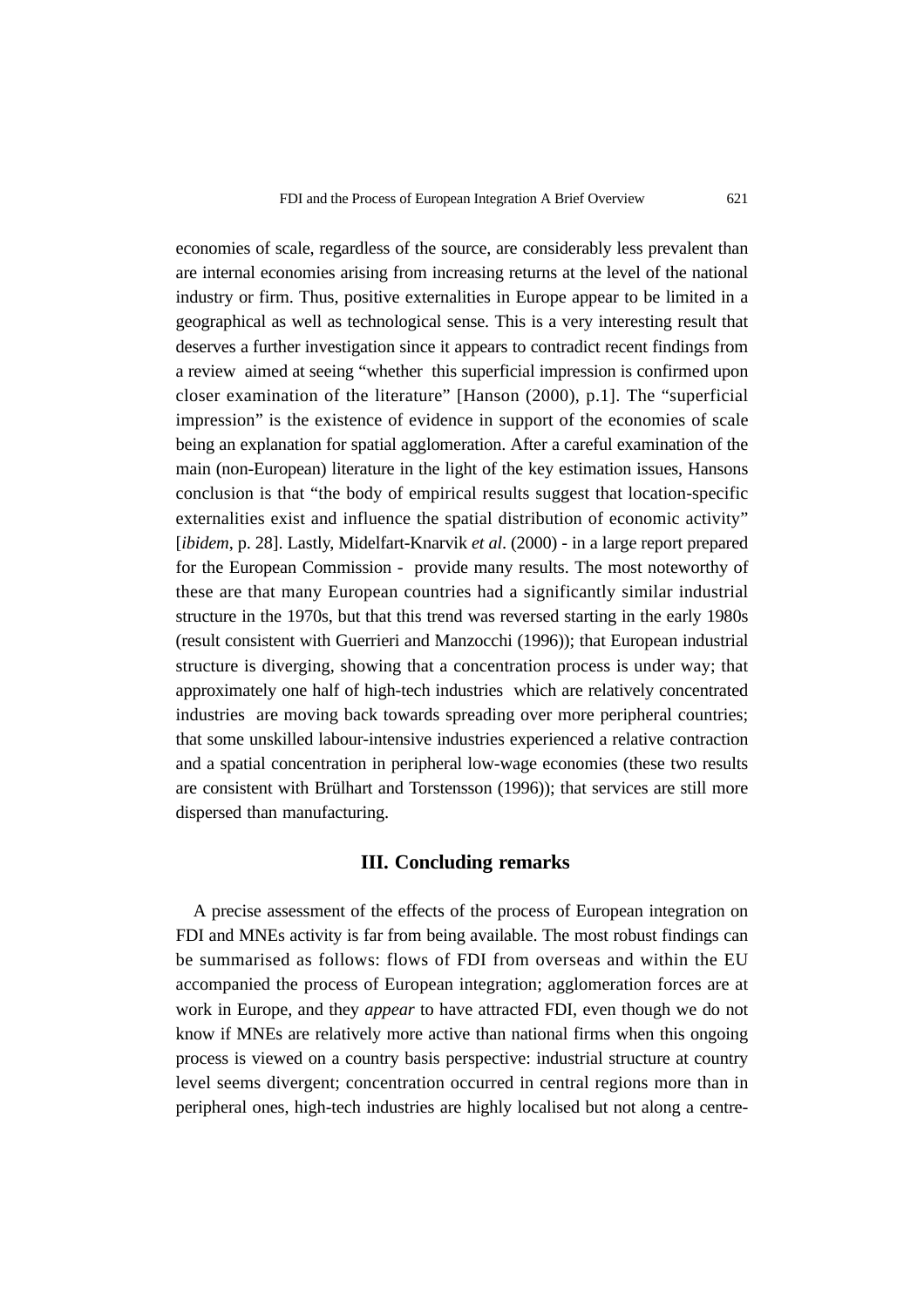economies of scale, regardless of the source, are considerably less prevalent than are internal economies arising from increasing returns at the level of the national industry or firm. Thus, positive externalities in Europe appear to be limited in a geographical as well as technological sense. This is a very interesting result that deserves a further investigation since it appears to contradict recent findings from a review aimed at seeing "whether this superficial impression is confirmed upon closer examination of the literature" [Hanson (2000), p.1]. The "superficial impression" is the existence of evidence in support of the economies of scale being an explanation for spatial agglomeration. After a careful examination of the main (non-European) literature in the light of the key estimation issues, Hansons conclusion is that "the body of empirical results suggest that location-specific externalities exist and influence the spatial distribution of economic activity" [*ibidem*, p. 28]. Lastly, Midelfart-Knarvik *et al*. (2000) - in a large report prepared for the European Commission - provide many results. The most noteworthy of these are that many European countries had a significantly similar industrial structure in the 1970s, but that this trend was reversed starting in the early 1980s (result consistent with Guerrieri and Manzocchi (1996)); that European industrial structure is diverging, showing that a concentration process is under way; that approximately one half of high-tech industries which are relatively concentrated industries are moving back towards spreading over more peripheral countries; that some unskilled labour-intensive industries experienced a relative contraction and a spatial concentration in peripheral low-wage economies (these two results are consistent with Brülhart and Torstensson (1996)); that services are still more dispersed than manufacturing.

## III. Concluding remarks

A precise assessment of the effects of the process of European integration on FDI and MNEs activity is far from being available. The most robust findings can be summarised as follows: flows of FDI from overseas and within the EU accompanied the process of European integration; agglomeration forces are at work in Europe, and they *appear* to have attracted FDI, even though we do not know if MNEs are relatively more active than national firms when this ongoing process is viewed on a country basis perspective: industrial structure at country level seems divergent; concentration occurred in central regions more than in peripheral ones, high-tech industries are highly localised but not along a centre-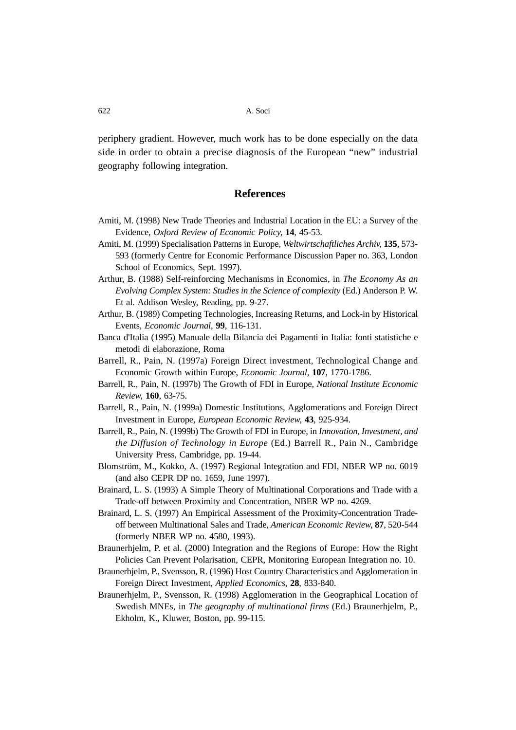periphery gradient. However, much work has to be done especially on the data side in order to obtain a precise diagnosis of the European "new" industrial geography following integration.

## References

Amiti, M. (1998) New Trade Theories and Industrial Location in the EU: a Survey of the Evidence, *Oxford Review of Economic Policy*, **14**, 45-53.

Amiti, M. (1999) Specialisation Patterns in Europe, *Weltwirtschaftliches Archiv*, **135**, 573-593 (formerly Centre for Economic Performance Discussion Paper no. 363, London School of Economics, Sept. 1997).

Arthur, B. (1988) Self-reinforcing Mechanisms in Economics, in *The Economy As an Evolving Complex System: Studies in the Science of complexity* (Ed.) Anderson P. W. Et al. Addison Wesley, Reading, pp. 9-27.

Arthur, B. (1989) Competing Technologies, Increasing Returns, and Lock-in by Historical Events, *Economic Journal*, **99**, 116-131.

Banca d'Italia (1995) Manuale della Bilancia dei Pagamenti in Italia: fonti statistiche e metodi di elaborazione, Roma

Barrell, R., Pain, N. (1997a) Foreign Direct investment, Technological Change and Economic Growth within Europe, *Economic Journal*, **107**, 1770-1786.

Barrell, R., Pain, N. (1997b) The Growth of FDI in Europe, *National Institute Economic Review*, **160**, 63-75.

Barrell, R., Pain, N. (1999a) Domestic Institutions, Agglomerations and Foreign Direct Investment in Europe, *European Economic Review*, **43**, 925-934.

Barrell, R., Pain, N. (1999b) The Growth of FDI in Europe, in *Innovation, Investment, and the Diffusion of Technology in Europe* (Ed.) Barrell R., Pain N., Cambridge University Press, Cambridge, pp. 19-44.

Blomström, M., Kokko, A. (1997) Regional Integration and FDI, NBER WP no. 6019 (and also CEPR DP no. 1659, June 1997).

Brainard, L. S. (1993) A Simple Theory of Multinational Corporations and Trade with a Trade-off between Proximity and Concentration, NBER WP no. 4269.

Brainard, L. S. (1997) An Empirical Assessment of the Proximity-Concentration Trade-off between Multinational Sales and Trade, *American Economic Review*, **87**, 520-544 (formerly NBER WP no. 4580, 1993).

Braunerhjelm, P. et al. (2000) Integration and the Regions of Europe: How the Right Policies Can Prevent Polarisation, CEPR, Monitoring European Integration no. 10.

Braunerhjelm, P., Svensson, R. (1996) Host Country Characteristics and Agglomeration in Foreign Direct Investment, *Applied Economics*, **28**, 833-840.

Braunerhjelm, P., Svensson, R. (1998) Agglomeration in the Geographical Location of Swedish MNEs, in *The geography of multinational firms* (Ed.) Braunerhjelm, P., Ekholm, K., Kluwer, Boston, pp. 99-115.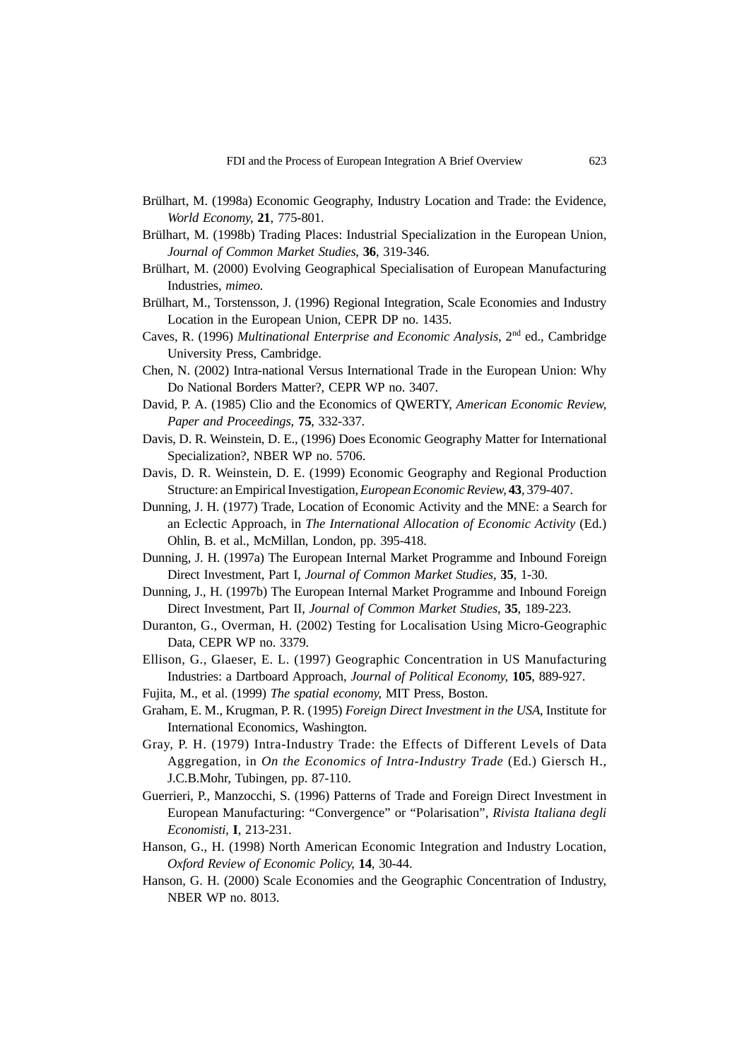Brülhart, M. (1998a) Economic Geography, Industry Location and Trade: the Evidence, *World Economy*, **21**, 775-801.

Brülhart, M. (1998b) Trading Places: Industrial Specialization in the European Union, *Journal of Common Market Studies*, **36**, 319-346.

Brülhart, M. (2000) Evolving Geographical Specialisation of European Manufacturing Industries, *mimeo.*

Brülhart, M., Torstensson, J. (1996) Regional Integration, Scale Economies and Industry Location in the European Union, CEPR DP no. 1435.

Caves, R. (1996) *Multinational Enterprise and Economic Analysis*, 2nd ed., Cambridge University Press, Cambridge.

Chen, N. (2002) Intra-national Versus International Trade in the European Union: Why Do National Borders Matter?, CEPR WP no. 3407.

David, P. A. (1985) Clio and the Economics of QWERTY, *American Economic Review, Paper and Proceedings*, **75**, 332-337.

Davis, D. R. Weinstein, D. E., (1996) Does Economic Geography Matter for International Specialization?, NBER WP no. 5706.

Davis, D. R. Weinstein, D. E. (1999) Economic Geography and Regional Production Structure: an Empirical Investigation, *European Economic Review*, **43**, 379-407.

Dunning, J. H. (1977) Trade, Location of Economic Activity and the MNE: a Search for an Eclectic Approach, in *The International Allocation of Economic Activity* (Ed.) Ohlin, B. et al., McMillan, London, pp. 395-418.

Dunning, J. H. (1997a) The European Internal Market Programme and Inbound Foreign Direct Investment, Part I, *Journal of Common Market Studies*, **35**, 1-30.

Dunning, J., H. (1997b) The European Internal Market Programme and Inbound Foreign Direct Investment, Part II, *Journal of Common Market Studies*, **35**, 189-223.

Duranton, G., Overman, H. (2002) Testing for Localisation Using Micro-Geographic Data, CEPR WP no. 3379.

Ellison, G., Glaeser, E. L. (1997) Geographic Concentration in US Manufacturing Industries: a Dartboard Approach, *Journal of Political Economy*, **105**, 889-927.

Fujita, M., et al. (1999) *The spatial economy*, MIT Press, Boston.

Graham, E. M., Krugman, P. R. (1995) *Foreign Direct Investment in the USA*, Institute for International Economics, Washington.

Gray, P. H. (1979) Intra-Industry Trade: the Effects of Different Levels of Data Aggregation, in *On the Economics of Intra-Industry Trade* (Ed.) Giersch H., J.C.B.Mohr, Tubingen, pp. 87-110.

Guerrieri, P., Manzocchi, S. (1996) Patterns of Trade and Foreign Direct Investment in European Manufacturing: "Convergence" or "Polarisation", *Rivista Italiana degli Economisti*, **I**, 213-231.

Hanson, G., H. (1998) North American Economic Integration and Industry Location, *Oxford Review of Economic Policy*, **14**, 30-44.

Hanson, G. H. (2000) Scale Economies and the Geographic Concentration of Industry, NBER WP no. 8013.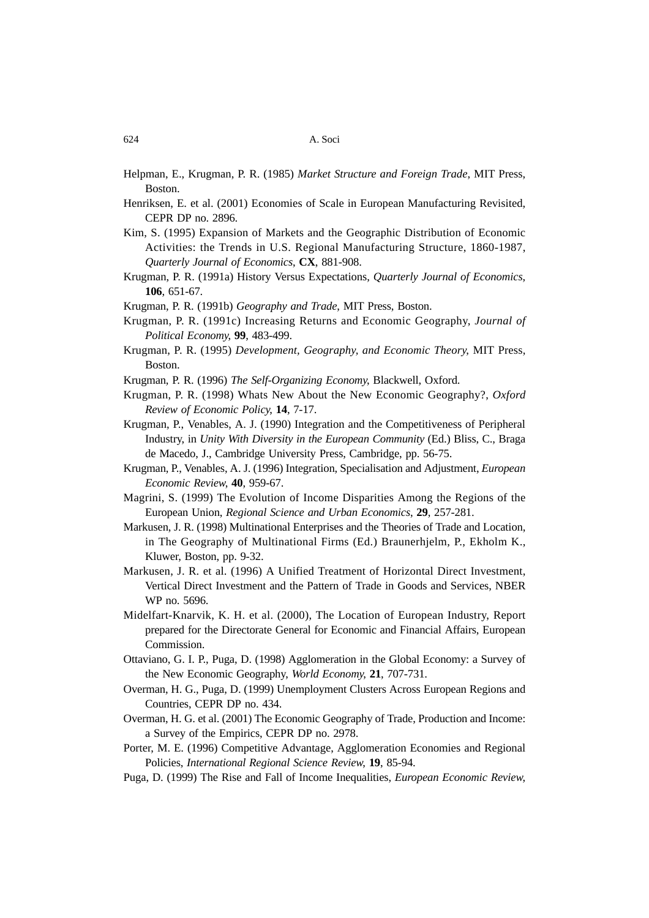Helpman, E., Krugman, P. R. (1985) *Market Structure and Foreign Trade*, MIT Press, Boston.

Henriksen, E. et al. (2001) Economies of Scale in European Manufacturing Revisited, CEPR DP no. 2896.

Kim, S. (1995) Expansion of Markets and the Geographic Distribution of Economic Activities: the Trends in U.S. Regional Manufacturing Structure, 1860-1987, *Quarterly Journal of Economics*, **CX**, 881-908.

Krugman, P. R. (1991a) History Versus Expectations, *Quarterly Journal of Economics*, **106**, 651-67.

Krugman, P. R. (1991b) *Geography and Trade*, MIT Press, Boston.

Krugman, P. R. (1991c) Increasing Returns and Economic Geography, *Journal of Political Economy*, **99**, 483-499.

Krugman, P. R. (1995) *Development, Geography, and Economic Theory*, MIT Press, Boston.

Krugman, P. R. (1996) *The Self-Organizing Economy*, Blackwell, Oxford.

Krugman, P. R. (1998) Whats New About the New Economic Geography?, *Oxford Review of Economic Policy*, **14**, 7-17.

Krugman, P., Venables, A. J. (1990) Integration and the Competitiveness of Peripheral Industry, in *Unity With Diversity in the European Community* (Ed.) Bliss, C., Braga de Macedo, J., Cambridge University Press, Cambridge, pp. 56-75.

Krugman, P., Venables, A. J. (1996) Integration, Specialisation and Adjustment, *European Economic Review*, **40**, 959-67.

Magrini, S. (1999) The Evolution of Income Disparities Among the Regions of the European Union, *Regional Science and Urban Economics*, **29**, 257-281.

Markusen, J. R. (1998) Multinational Enterprises and the Theories of Trade and Location, in The Geography of Multinational Firms (Ed.) Braunerhjelm, P., Ekholm K., Kluwer, Boston, pp. 9-32.

Markusen, J. R. et al. (1996) A Unified Treatment of Horizontal Direct Investment, Vertical Direct Investment and the Pattern of Trade in Goods and Services, NBER WP no. 5696.

Midelfart-Knarvik, K. H. et al. (2000), The Location of European Industry, Report prepared for the Directorate General for Economic and Financial Affairs, European Commission.

Ottaviano, G. I. P., Puga, D. (1998) Agglomeration in the Global Economy: a Survey of the New Economic Geography, *World Economy*, **21**, 707-731.

Overman, H. G., Puga, D. (1999) Unemployment Clusters Across European Regions and Countries, CEPR DP no. 434.

Overman, H. G. et al. (2001) The Economic Geography of Trade, Production and Income: a Survey of the Empirics, CEPR DP no. 2978.

Porter, M. E. (1996) Competitive Advantage, Agglomeration Economies and Regional Policies, *International Regional Science Review*, **19**, 85-94.

Puga, D. (1999) The Rise and Fall of Income Inequalities, *European Economic Review*,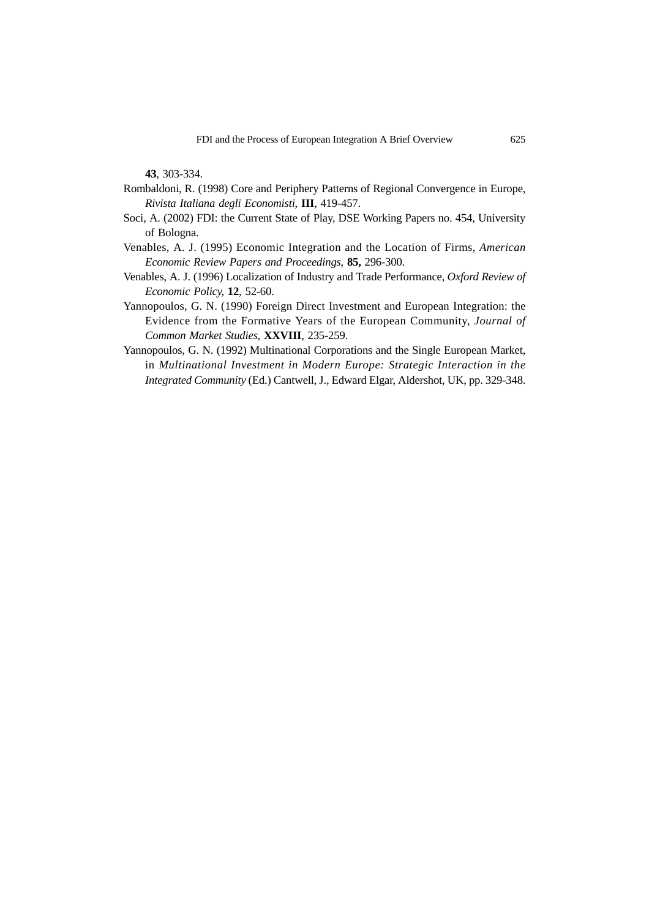**43**, 303-334.

Rombaldoni, R. (1998) Core and Periphery Patterns of Regional Convergence in Europe, *Rivista Italiana degli Economisti*, **III**, 419-457.

Soci, A. (2002) FDI: the Current State of Play, DSE Working Papers no. 454, University of Bologna.

Venables, A. J. (1995) Economic Integration and the Location of Firms, *American Economic Review Papers and Proceedings*, **85,** 296-300.

Venables, A. J. (1996) Localization of Industry and Trade Performance, *Oxford Review of Economic Policy*, **12**, 52-60.

Yannopoulos, G. N. (1990) Foreign Direct Investment and European Integration: the Evidence from the Formative Years of the European Community, *Journal of Common Market Studies*, **XXVIII**, 235-259.

Yannopoulos, G. N. (1992) Multinational Corporations and the Single European Market, in *Multinational Investment in Modern Europe: Strategic Interaction in the Integrated Community* (Ed.) Cantwell, J., Edward Elgar, Aldershot, UK, pp. 329-348.